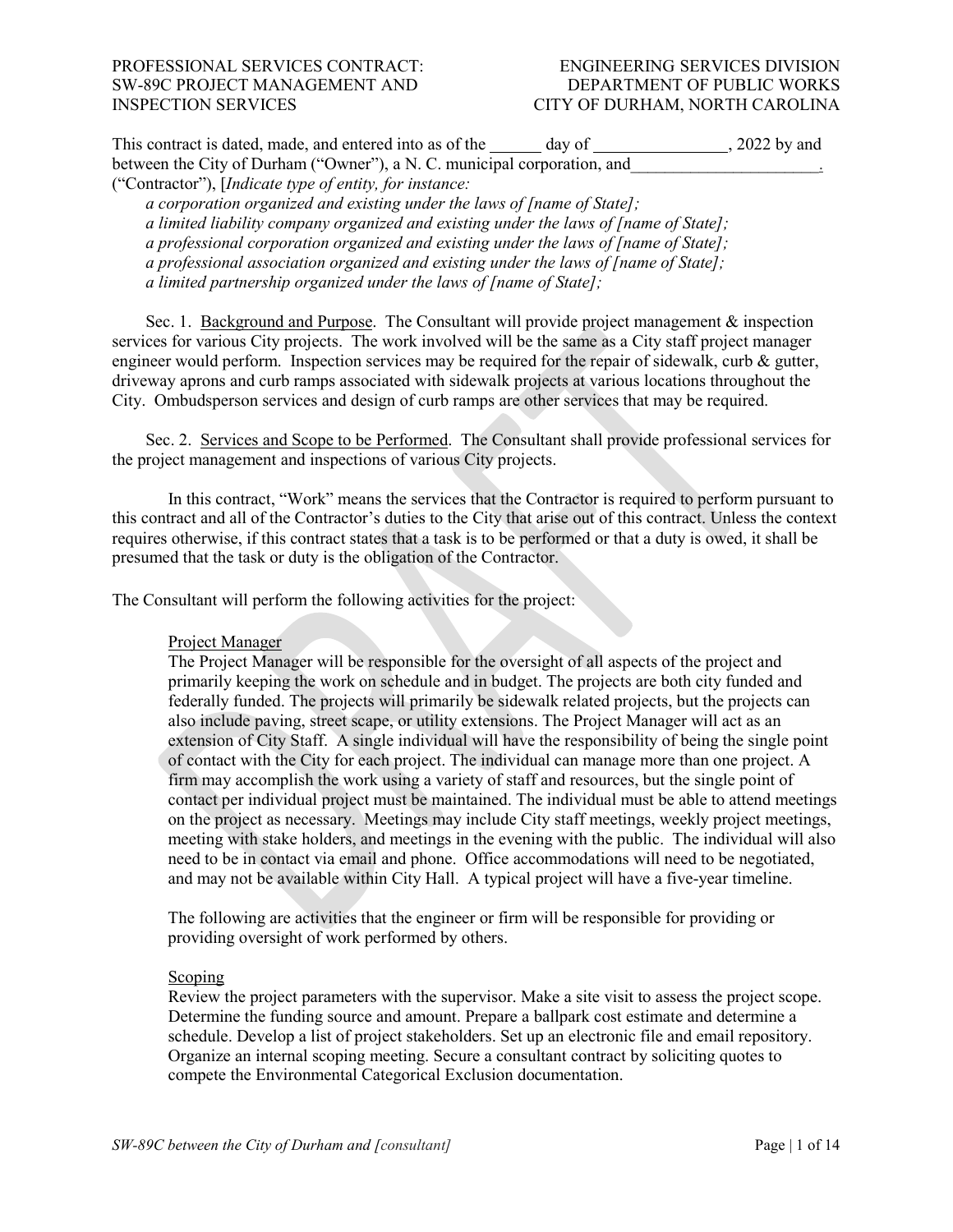PROFESSIONAL SERVICES CONTRACT: SW-89C PROJECT MANAGEMENT AND INSPECTION SERVICES

ENGINEERING SERVICES DIVISION
DEPARTMENT OF PUBLIC WORKS
CITY OF DURHAM, NORTH CAROLINA

This contract is dated, made, and entered into as of the ______ day of ________________, 2022 by and between the City of Durham ("Owner"), a N. C. municipal corporation, and______________________. ("Contractor"), [*Indicate type of entity, for instance:*

*a corporation organized and existing under the laws of [name of State];*
*a limited liability company organized and existing under the laws of [name of State];*
*a professional corporation organized and existing under the laws of [name of State];*
*a professional association organized and existing under the laws of [name of State];*
*a limited partnership organized under the laws of [name of State];*

Sec. 1. Background and Purpose. The Consultant will provide project management & inspection services for various City projects. The work involved will be the same as a City staff project manager engineer would perform. Inspection services may be required for the repair of sidewalk, curb & gutter, driveway aprons and curb ramps associated with sidewalk projects at various locations throughout the City. Ombudsperson services and design of curb ramps are other services that may be required.

Sec. 2. Services and Scope to be Performed. The Consultant shall provide professional services for the project management and inspections of various City projects.

In this contract, "Work" means the services that the Contractor is required to perform pursuant to this contract and all of the Contractor's duties to the City that arise out of this contract. Unless the context requires otherwise, if this contract states that a task is to be performed or that a duty is owed, it shall be presumed that the task or duty is the obligation of the Contractor.

The Consultant will perform the following activities for the project:

Project Manager

The Project Manager will be responsible for the oversight of all aspects of the project and primarily keeping the work on schedule and in budget. The projects are both city funded and federally funded. The projects will primarily be sidewalk related projects, but the projects can also include paving, street scape, or utility extensions. The Project Manager will act as an extension of City Staff. A single individual will have the responsibility of being the single point of contact with the City for each project. The individual can manage more than one project. A firm may accomplish the work using a variety of staff and resources, but the single point of contact per individual project must be maintained. The individual must be able to attend meetings on the project as necessary. Meetings may include City staff meetings, weekly project meetings, meeting with stake holders, and meetings in the evening with the public. The individual will also need to be in contact via email and phone. Office accommodations will need to be negotiated, and may not be available within City Hall. A typical project will have a five-year timeline.

The following are activities that the engineer or firm will be responsible for providing or providing oversight of work performed by others.

Scoping

Review the project parameters with the supervisor. Make a site visit to assess the project scope. Determine the funding source and amount. Prepare a ballpark cost estimate and determine a schedule. Develop a list of project stakeholders. Set up an electronic file and email repository. Organize an internal scoping meeting. Secure a consultant contract by soliciting quotes to compete the Environmental Categorical Exclusion documentation.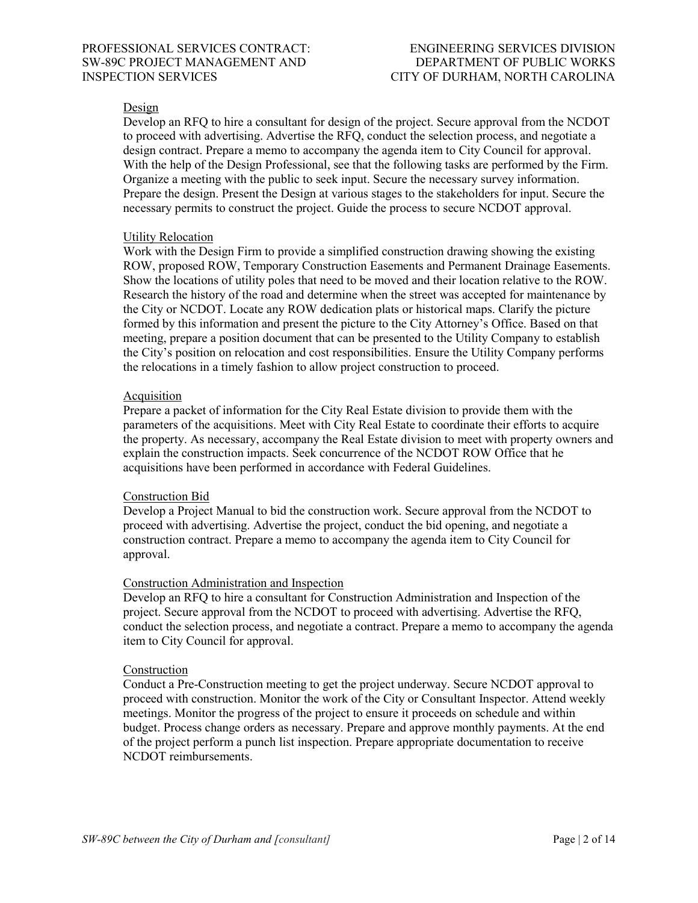Design

Develop an RFQ to hire a consultant for design of the project. Secure approval from the NCDOT to proceed with advertising. Advertise the RFQ, conduct the selection process, and negotiate a design contract. Prepare a memo to accompany the agenda item to City Council for approval. With the help of the Design Professional, see that the following tasks are performed by the Firm. Organize a meeting with the public to seek input. Secure the necessary survey information. Prepare the design. Present the Design at various stages to the stakeholders for input. Secure the necessary permits to construct the project. Guide the process to secure NCDOT approval.

Utility Relocation

Work with the Design Firm to provide a simplified construction drawing showing the existing ROW, proposed ROW, Temporary Construction Easements and Permanent Drainage Easements. Show the locations of utility poles that need to be moved and their location relative to the ROW. Research the history of the road and determine when the street was accepted for maintenance by the City or NCDOT. Locate any ROW dedication plats or historical maps. Clarify the picture formed by this information and present the picture to the City Attorney's Office. Based on that meeting, prepare a position document that can be presented to the Utility Company to establish the City's position on relocation and cost responsibilities. Ensure the Utility Company performs the relocations in a timely fashion to allow project construction to proceed.

Acquisition

Prepare a packet of information for the City Real Estate division to provide them with the parameters of the acquisitions. Meet with City Real Estate to coordinate their efforts to acquire the property. As necessary, accompany the Real Estate division to meet with property owners and explain the construction impacts. Seek concurrence of the NCDOT ROW Office that he acquisitions have been performed in accordance with Federal Guidelines.

Construction Bid

Develop a Project Manual to bid the construction work. Secure approval from the NCDOT to proceed with advertising. Advertise the project, conduct the bid opening, and negotiate a construction contract. Prepare a memo to accompany the agenda item to City Council for approval.

Construction Administration and Inspection

Develop an RFQ to hire a consultant for Construction Administration and Inspection of the project. Secure approval from the NCDOT to proceed with advertising. Advertise the RFQ, conduct the selection process, and negotiate a contract. Prepare a memo to accompany the agenda item to City Council for approval.

Construction

Conduct a Pre-Construction meeting to get the project underway. Secure NCDOT approval to proceed with construction. Monitor the work of the City or Consultant Inspector. Attend weekly meetings. Monitor the progress of the project to ensure it proceeds on schedule and within budget. Process change orders as necessary. Prepare and approve monthly payments. At the end of the project perform a punch list inspection. Prepare appropriate documentation to receive NCDOT reimbursements.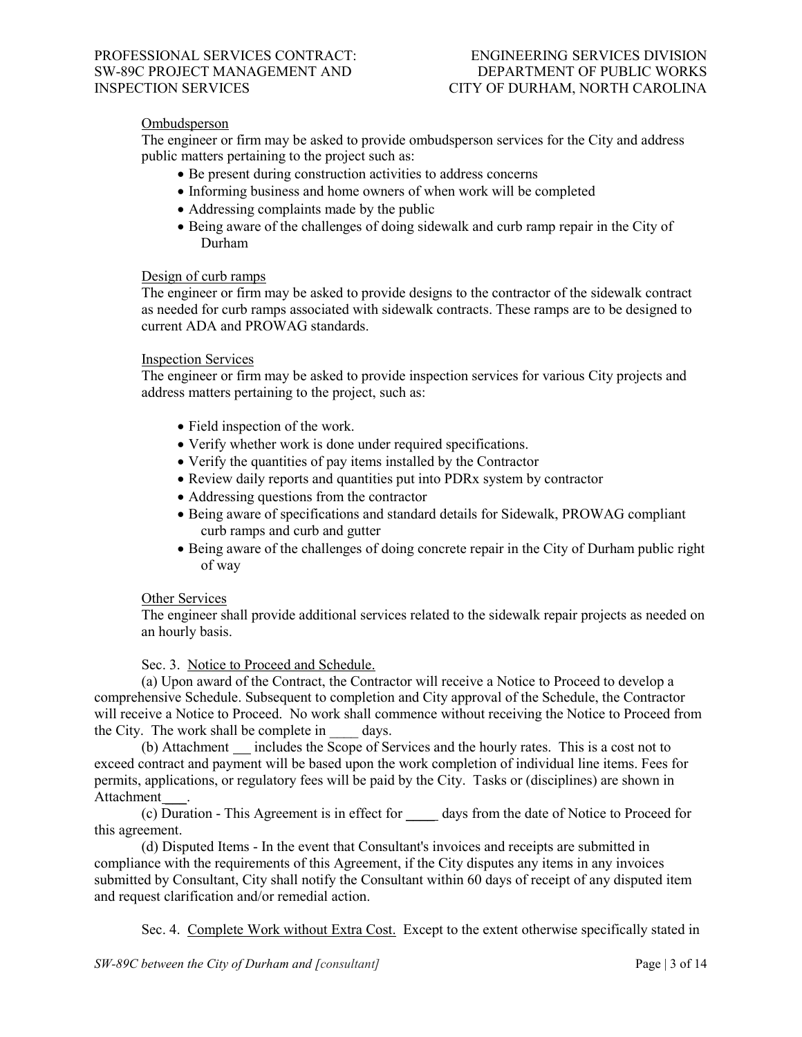Ombudsperson

The engineer or firm may be asked to provide ombudsperson services for the City and address public matters pertaining to the project such as:

- Be present during construction activities to address concerns
- Informing business and home owners of when work will be completed
- Addressing complaints made by the public
- Being aware of the challenges of doing sidewalk and curb ramp repair in the City of Durham

Design of curb ramps

The engineer or firm may be asked to provide designs to the contractor of the sidewalk contract as needed for curb ramps associated with sidewalk contracts. These ramps are to be designed to current ADA and PROWAG standards.

Inspection Services

The engineer or firm may be asked to provide inspection services for various City projects and address matters pertaining to the project, such as:

- Field inspection of the work.
- Verify whether work is done under required specifications.
- Verify the quantities of pay items installed by the Contractor
- Review daily reports and quantities put into PDRx system by contractor
- Addressing questions from the contractor
- Being aware of specifications and standard details for Sidewalk, PROWAG compliant curb ramps and curb and gutter
- Being aware of the challenges of doing concrete repair in the City of Durham public right of way

Other Services

The engineer shall provide additional services related to the sidewalk repair projects as needed on an hourly basis.

Sec. 3. Notice to Proceed and Schedule.

(a) Upon award of the Contract, the Contractor will receive a Notice to Proceed to develop a comprehensive Schedule. Subsequent to completion and City approval of the Schedule, the Contractor will receive a Notice to Proceed. No work shall commence without receiving the Notice to Proceed from the City. The work shall be complete in ____ days.

(b) Attachment __ includes the Scope of Services and the hourly rates. This is a cost not to exceed contract and payment will be based upon the work completion of individual line items. Fees for permits, applications, or regulatory fees will be paid by the City. Tasks or (disciplines) are shown in Attachment___.

(c) Duration - This Agreement is in effect for ____ days from the date of Notice to Proceed for this agreement.

(d) Disputed Items - In the event that Consultant's invoices and receipts are submitted in compliance with the requirements of this Agreement, if the City disputes any items in any invoices submitted by Consultant, City shall notify the Consultant within 60 days of receipt of any disputed item and request clarification and/or remedial action.

Sec. 4. Complete Work without Extra Cost. Except to the extent otherwise specifically stated in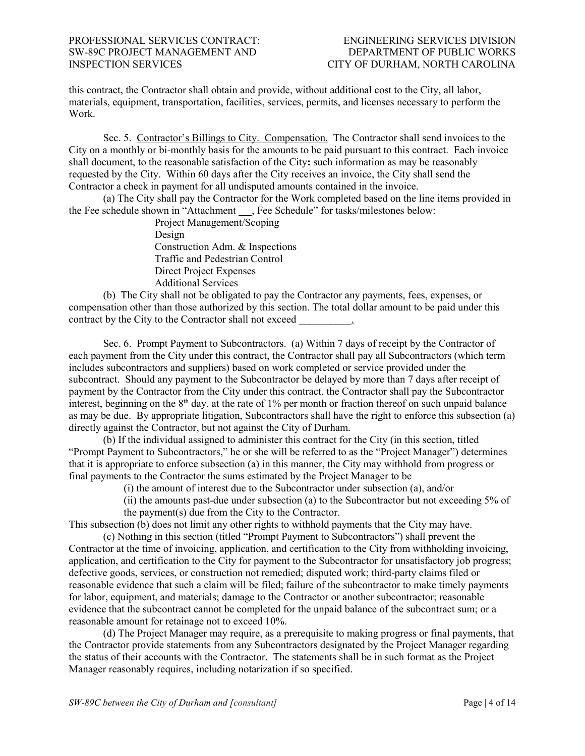this contract, the Contractor shall obtain and provide, without additional cost to the City, all labor, materials, equipment, transportation, facilities, services, permits, and licenses necessary to perform the Work.

Sec. 5. Contractor's Billings to City. Compensation. The Contractor shall send invoices to the City on a monthly or bi-monthly basis for the amounts to be paid pursuant to this contract. Each invoice shall document, to the reasonable satisfaction of the City**:** such information as may be reasonably requested by the City. Within 60 days after the City receives an invoice, the City shall send the Contractor a check in payment for all undisputed amounts contained in the invoice.

(a) The City shall pay the Contractor for the Work completed based on the line items provided in the Fee schedule shown in "Attachment __, Fee Schedule" for tasks/milestones below:

Project Management/Scoping
Design
Construction Adm. & Inspections
Traffic and Pedestrian Control
Direct Project Expenses
Additional Services

(b) The City shall not be obligated to pay the Contractor any payments, fees, expenses, or compensation other than those authorized by this section. The total dollar amount to be paid under this contract by the City to the Contractor shall not exceed __________.

Sec. 6. Prompt Payment to Subcontractors. (a) Within 7 days of receipt by the Contractor of each payment from the City under this contract, the Contractor shall pay all Subcontractors (which term includes subcontractors and suppliers) based on work completed or service provided under the subcontract. Should any payment to the Subcontractor be delayed by more than 7 days after receipt of payment by the Contractor from the City under this contract, the Contractor shall pay the Subcontractor interest, beginning on the 8th day, at the rate of 1% per month or fraction thereof on such unpaid balance as may be due. By appropriate litigation, Subcontractors shall have the right to enforce this subsection (a) directly against the Contractor, but not against the City of Durham.

(b) If the individual assigned to administer this contract for the City (in this section, titled "Prompt Payment to Subcontractors," he or she will be referred to as the "Project Manager") determines that it is appropriate to enforce subsection (a) in this manner, the City may withhold from progress or final payments to the Contractor the sums estimated by the Project Manager to be

(i) the amount of interest due to the Subcontractor under subsection (a), and/or

(ii) the amounts past-due under subsection (a) to the Subcontractor but not exceeding 5% of the payment(s) due from the City to the Contractor.

This subsection (b) does not limit any other rights to withhold payments that the City may have.

(c) Nothing in this section (titled "Prompt Payment to Subcontractors") shall prevent the Contractor at the time of invoicing, application, and certification to the City from withholding invoicing, application, and certification to the City for payment to the Subcontractor for unsatisfactory job progress; defective goods, services, or construction not remedied; disputed work; third-party claims filed or reasonable evidence that such a claim will be filed; failure of the subcontractor to make timely payments for labor, equipment, and materials; damage to the Contractor or another subcontractor; reasonable evidence that the subcontract cannot be completed for the unpaid balance of the subcontract sum; or a reasonable amount for retainage not to exceed 10%.

(d) The Project Manager may require, as a prerequisite to making progress or final payments, that the Contractor provide statements from any Subcontractors designated by the Project Manager regarding the status of their accounts with the Contractor. The statements shall be in such format as the Project Manager reasonably requires, including notarization if so specified.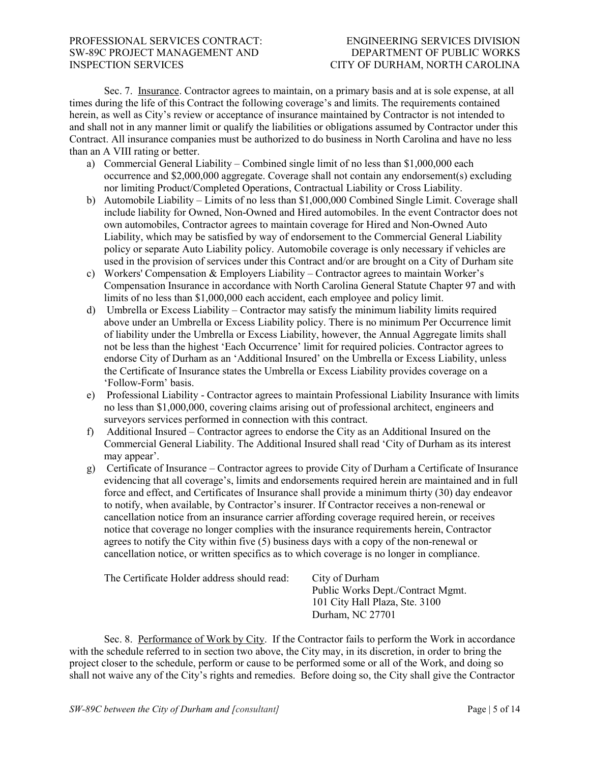Sec. 7. Underline: Insurance. Contractor agrees to maintain, on a primary basis and at is sole expense, at all times during the life of this Contract the following coverage's and limits. The requirements contained herein, as well as City's review or acceptance of insurance maintained by Contractor is not intended to and shall not in any manner limit or qualify the liabilities or obligations assumed by Contractor under this Contract. All insurance companies must be authorized to do business in North Carolina and have no less than an A VIII rating or better.

a) Commercial General Liability – Combined single limit of no less than $1,000,000 each occurrence and $2,000,000 aggregate. Coverage shall not contain any endorsement(s) excluding nor limiting Product/Completed Operations, Contractual Liability or Cross Liability.
b) Automobile Liability – Limits of no less than $1,000,000 Combined Single Limit. Coverage shall include liability for Owned, Non-Owned and Hired automobiles. In the event Contractor does not own automobiles, Contractor agrees to maintain coverage for Hired and Non-Owned Auto Liability, which may be satisfied by way of endorsement to the Commercial General Liability policy or separate Auto Liability policy. Automobile coverage is only necessary if vehicles are used in the provision of services under this Contract and/or are brought on a City of Durham site
c) Workers' Compensation & Employers Liability – Contractor agrees to maintain Worker's Compensation Insurance in accordance with North Carolina General Statute Chapter 97 and with limits of no less than $1,000,000 each accident, each employee and policy limit.
d) Umbrella or Excess Liability – Contractor may satisfy the minimum liability limits required above under an Umbrella or Excess Liability policy. There is no minimum Per Occurrence limit of liability under the Umbrella or Excess Liability, however, the Annual Aggregate limits shall not be less than the highest 'Each Occurrence' limit for required policies. Contractor agrees to endorse City of Durham as an 'Additional Insured' on the Umbrella or Excess Liability, unless the Certificate of Insurance states the Umbrella or Excess Liability provides coverage on a 'Follow-Form' basis.
e) Professional Liability - Contractor agrees to maintain Professional Liability Insurance with limits no less than $1,000,000, covering claims arising out of professional architect, engineers and surveyors services performed in connection with this contract.
f) Additional Insured – Contractor agrees to endorse the City as an Additional Insured on the Commercial General Liability. The Additional Insured shall read 'City of Durham as its interest may appear'.
g) Certificate of Insurance – Contractor agrees to provide City of Durham a Certificate of Insurance evidencing that all coverage's, limits and endorsements required herein are maintained and in full force and effect, and Certificates of Insurance shall provide a minimum thirty (30) day endeavor to notify, when available, by Contractor's insurer. If Contractor receives a non-renewal or cancellation notice from an insurance carrier affording coverage required herein, or receives notice that coverage no longer complies with the insurance requirements herein, Contractor agrees to notify the City within five (5) business days with a copy of the non-renewal or cancellation notice, or written specifics as to which coverage is no longer in compliance.

The Certificate Holder address should read:

City of Durham
Public Works Dept./Contract Mgmt.
101 City Hall Plaza, Ste. 3100
Durham, NC 27701

Sec. 8. Performance of Work by City. If the Contractor fails to perform the Work in accordance with the schedule referred to in section two above, the City may, in its discretion, in order to bring the project closer to the schedule, perform or cause to be performed some or all of the Work, and doing so shall not waive any of the City's rights and remedies. Before doing so, the City shall give the Contractor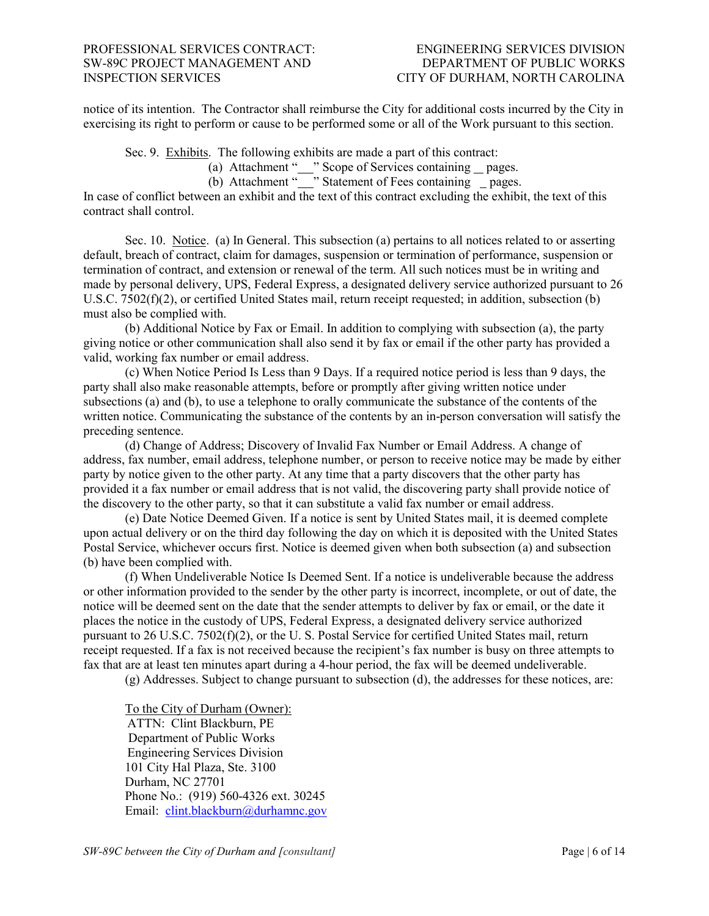notice of its intention. The Contractor shall reimburse the City for additional costs incurred by the City in exercising its right to perform or cause to be performed some or all of the Work pursuant to this section.

Sec. 9. Exhibits. The following exhibits are made a part of this contract:

(a) Attachment "\_\_" Scope of Services containing \_ pages.

(b) Attachment "\_\_" Statement of Fees containing \_ pages.

In case of conflict between an exhibit and the text of this contract excluding the exhibit, the text of this contract shall control.

Sec. 10. Notice. (a) In General. This subsection (a) pertains to all notices related to or asserting default, breach of contract, claim for damages, suspension or termination of performance, suspension or termination of contract, and extension or renewal of the term. All such notices must be in writing and made by personal delivery, UPS, Federal Express, a designated delivery service authorized pursuant to 26 U.S.C. 7502(f)(2), or certified United States mail, return receipt requested; in addition, subsection (b) must also be complied with.

(b) Additional Notice by Fax or Email. In addition to complying with subsection (a), the party giving notice or other communication shall also send it by fax or email if the other party has provided a valid, working fax number or email address.

(c) When Notice Period Is Less than 9 Days. If a required notice period is less than 9 days, the party shall also make reasonable attempts, before or promptly after giving written notice under subsections (a) and (b), to use a telephone to orally communicate the substance of the contents of the written notice. Communicating the substance of the contents by an in-person conversation will satisfy the preceding sentence.

(d) Change of Address; Discovery of Invalid Fax Number or Email Address. A change of address, fax number, email address, telephone number, or person to receive notice may be made by either party by notice given to the other party. At any time that a party discovers that the other party has provided it a fax number or email address that is not valid, the discovering party shall provide notice of the discovery to the other party, so that it can substitute a valid fax number or email address.

(e) Date Notice Deemed Given. If a notice is sent by United States mail, it is deemed complete upon actual delivery or on the third day following the day on which it is deposited with the United States Postal Service, whichever occurs first. Notice is deemed given when both subsection (a) and subsection (b) have been complied with.

(f) When Undeliverable Notice Is Deemed Sent. If a notice is undeliverable because the address or other information provided to the sender by the other party is incorrect, incomplete, or out of date, the notice will be deemed sent on the date that the sender attempts to deliver by fax or email, or the date it places the notice in the custody of UPS, Federal Express, a designated delivery service authorized pursuant to 26 U.S.C. 7502(f)(2), or the U. S. Postal Service for certified United States mail, return receipt requested. If a fax is not received because the recipient's fax number is busy on three attempts to fax that are at least ten minutes apart during a 4-hour period, the fax will be deemed undeliverable.

(g) Addresses. Subject to change pursuant to subsection (d), the addresses for these notices, are:

To the City of Durham (Owner):
ATTN: Clint Blackburn, PE
Department of Public Works
Engineering Services Division
101 City Hal Plaza, Ste. 3100
Durham, NC 27701
Phone No.: (919) 560-4326 ext. 30245
Email: clint.blackburn@durhamnc.gov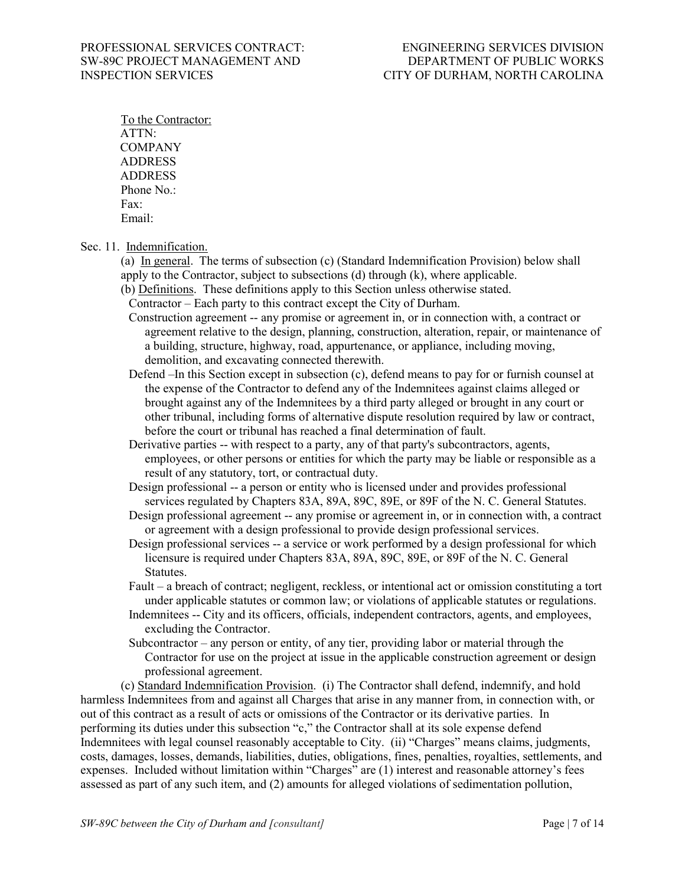To the Contractor:
ATTN:
COMPANY
ADDRESS
ADDRESS
Phone No.:
Fax:
Email:

Sec. 11. Indemnification.

(a) In general. The terms of subsection (c) (Standard Indemnification Provision) below shall apply to the Contractor, subject to subsections (d) through (k), where applicable.

(b) Definitions. These definitions apply to this Section unless otherwise stated.

Contractor – Each party to this contract except the City of Durham.

Construction agreement -- any promise or agreement in, or in connection with, a contract or agreement relative to the design, planning, construction, alteration, repair, or maintenance of a building, structure, highway, road, appurtenance, or appliance, including moving, demolition, and excavating connected therewith.

Defend –In this Section except in subsection (c), defend means to pay for or furnish counsel at the expense of the Contractor to defend any of the Indemnitees against claims alleged or brought against any of the Indemnitees by a third party alleged or brought in any court or other tribunal, including forms of alternative dispute resolution required by law or contract, before the court or tribunal has reached a final determination of fault.

Derivative parties -- with respect to a party, any of that party's subcontractors, agents, employees, or other persons or entities for which the party may be liable or responsible as a result of any statutory, tort, or contractual duty.

Design professional -- a person or entity who is licensed under and provides professional services regulated by Chapters 83A, 89A, 89C, 89E, or 89F of the N. C. General Statutes.

Design professional agreement -- any promise or agreement in, or in connection with, a contract or agreement with a design professional to provide design professional services.

Design professional services -- a service or work performed by a design professional for which licensure is required under Chapters 83A, 89A, 89C, 89E, or 89F of the N. C. General Statutes.

Fault – a breach of contract; negligent, reckless, or intentional act or omission constituting a tort under applicable statutes or common law; or violations of applicable statutes or regulations.

Indemnitees -- City and its officers, officials, independent contractors, agents, and employees, excluding the Contractor.

Subcontractor – any person or entity, of any tier, providing labor or material through the Contractor for use on the project at issue in the applicable construction agreement or design professional agreement.

(c) Standard Indemnification Provision. (i) The Contractor shall defend, indemnify, and hold harmless Indemnitees from and against all Charges that arise in any manner from, in connection with, or out of this contract as a result of acts or omissions of the Contractor or its derivative parties. In performing its duties under this subsection "c," the Contractor shall at its sole expense defend Indemnitees with legal counsel reasonably acceptable to City. (ii) "Charges" means claims, judgments, costs, damages, losses, demands, liabilities, duties, obligations, fines, penalties, royalties, settlements, and expenses. Included without limitation within "Charges" are (1) interest and reasonable attorney's fees assessed as part of any such item, and (2) amounts for alleged violations of sedimentation pollution,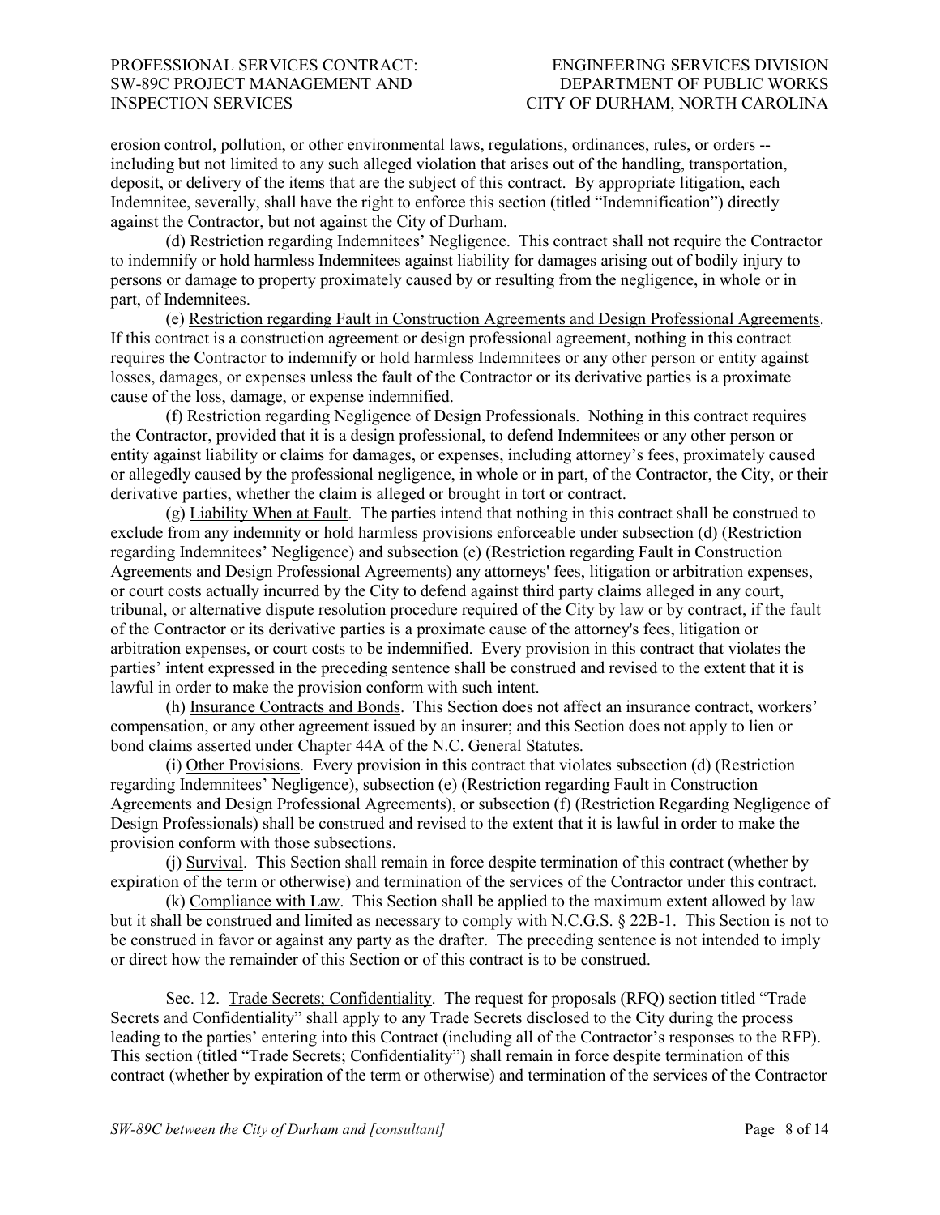erosion control, pollution, or other environmental laws, regulations, ordinances, rules, or orders -- including but not limited to any such alleged violation that arises out of the handling, transportation, deposit, or delivery of the items that are the subject of this contract. By appropriate litigation, each Indemnitee, severally, shall have the right to enforce this section (titled "Indemnification") directly against the Contractor, but not against the City of Durham.

(d) Restriction regarding Indemnitees' Negligence. This contract shall not require the Contractor to indemnify or hold harmless Indemnitees against liability for damages arising out of bodily injury to persons or damage to property proximately caused by or resulting from the negligence, in whole or in part, of Indemnitees.

(e) Restriction regarding Fault in Construction Agreements and Design Professional Agreements. If this contract is a construction agreement or design professional agreement, nothing in this contract requires the Contractor to indemnify or hold harmless Indemnitees or any other person or entity against losses, damages, or expenses unless the fault of the Contractor or its derivative parties is a proximate cause of the loss, damage, or expense indemnified.

(f) Restriction regarding Negligence of Design Professionals. Nothing in this contract requires the Contractor, provided that it is a design professional, to defend Indemnitees or any other person or entity against liability or claims for damages, or expenses, including attorney's fees, proximately caused or allegedly caused by the professional negligence, in whole or in part, of the Contractor, the City, or their derivative parties, whether the claim is alleged or brought in tort or contract.

(g) Liability When at Fault. The parties intend that nothing in this contract shall be construed to exclude from any indemnity or hold harmless provisions enforceable under subsection (d) (Restriction regarding Indemnitees' Negligence) and subsection (e) (Restriction regarding Fault in Construction Agreements and Design Professional Agreements) any attorneys' fees, litigation or arbitration expenses, or court costs actually incurred by the City to defend against third party claims alleged in any court, tribunal, or alternative dispute resolution procedure required of the City by law or by contract, if the fault of the Contractor or its derivative parties is a proximate cause of the attorney's fees, litigation or arbitration expenses, or court costs to be indemnified. Every provision in this contract that violates the parties' intent expressed in the preceding sentence shall be construed and revised to the extent that it is lawful in order to make the provision conform with such intent.

(h) Insurance Contracts and Bonds. This Section does not affect an insurance contract, workers' compensation, or any other agreement issued by an insurer; and this Section does not apply to lien or bond claims asserted under Chapter 44A of the N.C. General Statutes.

(i) Other Provisions. Every provision in this contract that violates subsection (d) (Restriction regarding Indemnitees' Negligence), subsection (e) (Restriction regarding Fault in Construction Agreements and Design Professional Agreements), or subsection (f) (Restriction Regarding Negligence of Design Professionals) shall be construed and revised to the extent that it is lawful in order to make the provision conform with those subsections.

(j) Survival. This Section shall remain in force despite termination of this contract (whether by expiration of the term or otherwise) and termination of the services of the Contractor under this contract.

(k) Compliance with Law. This Section shall be applied to the maximum extent allowed by law but it shall be construed and limited as necessary to comply with N.C.G.S. § 22B-1. This Section is not to be construed in favor or against any party as the drafter. The preceding sentence is not intended to imply or direct how the remainder of this Section or of this contract is to be construed.

Sec. 12. Trade Secrets; Confidentiality. The request for proposals (RFQ) section titled "Trade Secrets and Confidentiality" shall apply to any Trade Secrets disclosed to the City during the process leading to the parties' entering into this Contract (including all of the Contractor's responses to the RFP). This section (titled "Trade Secrets; Confidentiality") shall remain in force despite termination of this contract (whether by expiration of the term or otherwise) and termination of the services of the Contractor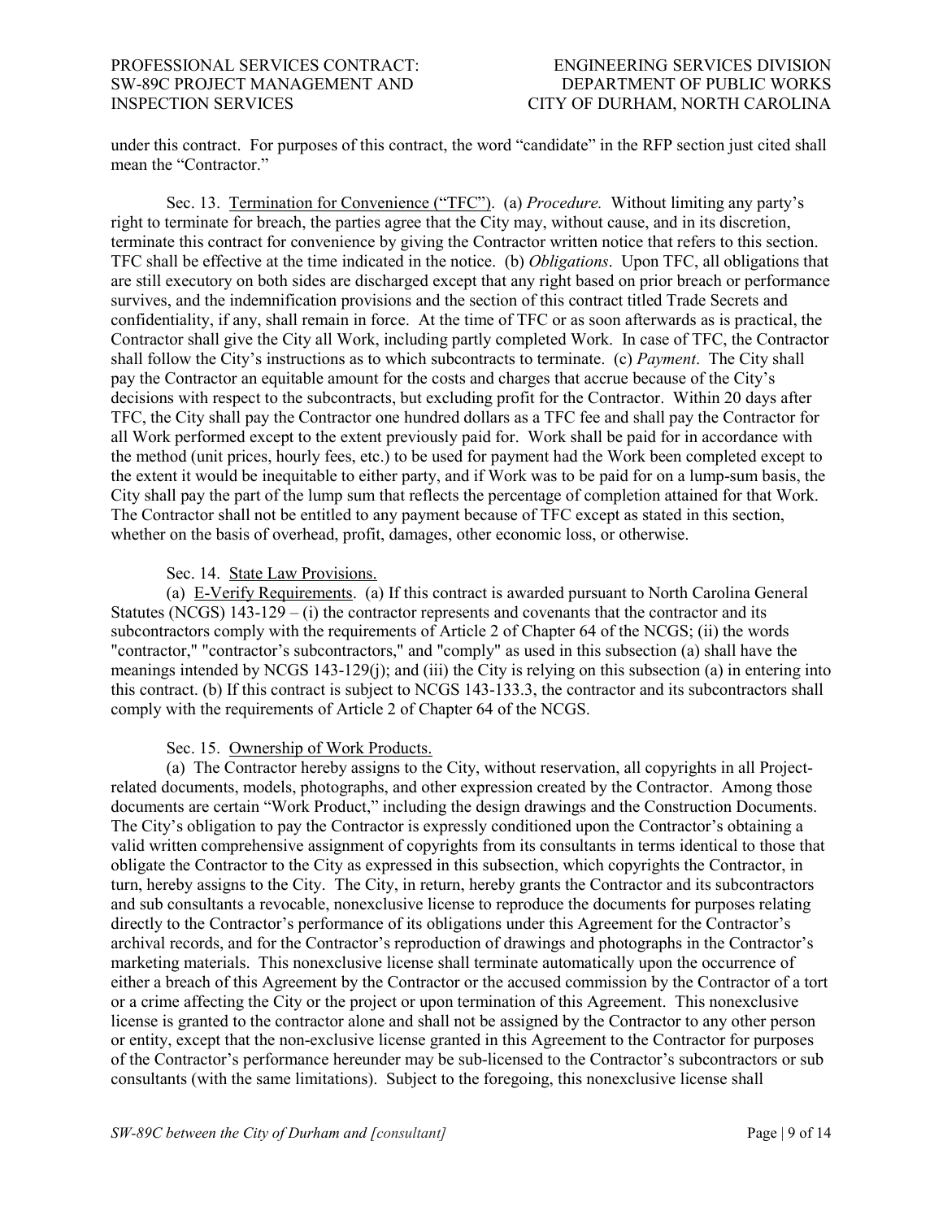under this contract. For purposes of this contract, the word "candidate" in the RFP section just cited shall mean the "Contractor."

Sec. 13. Termination for Convenience ("TFC"). (a) *Procedure.* Without limiting any party's right to terminate for breach, the parties agree that the City may, without cause, and in its discretion, terminate this contract for convenience by giving the Contractor written notice that refers to this section. TFC shall be effective at the time indicated in the notice. (b) *Obligations*. Upon TFC, all obligations that are still executory on both sides are discharged except that any right based on prior breach or performance survives, and the indemnification provisions and the section of this contract titled Trade Secrets and confidentiality, if any, shall remain in force. At the time of TFC or as soon afterwards as is practical, the Contractor shall give the City all Work, including partly completed Work. In case of TFC, the Contractor shall follow the City's instructions as to which subcontracts to terminate. (c) *Payment*. The City shall pay the Contractor an equitable amount for the costs and charges that accrue because of the City's decisions with respect to the subcontracts, but excluding profit for the Contractor. Within 20 days after TFC, the City shall pay the Contractor one hundred dollars as a TFC fee and shall pay the Contractor for all Work performed except to the extent previously paid for. Work shall be paid for in accordance with the method (unit prices, hourly fees, etc.) to be used for payment had the Work been completed except to the extent it would be inequitable to either party, and if Work was to be paid for on a lump-sum basis, the City shall pay the part of the lump sum that reflects the percentage of completion attained for that Work. The Contractor shall not be entitled to any payment because of TFC except as stated in this section, whether on the basis of overhead, profit, damages, other economic loss, or otherwise.

Sec. 14. State Law Provisions.

(a) E-Verify Requirements. (a) If this contract is awarded pursuant to North Carolina General Statutes (NCGS) 143-129 – (i) the contractor represents and covenants that the contractor and its subcontractors comply with the requirements of Article 2 of Chapter 64 of the NCGS; (ii) the words "contractor," "contractor's subcontractors," and "comply" as used in this subsection (a) shall have the meanings intended by NCGS 143-129(j); and (iii) the City is relying on this subsection (a) in entering into this contract. (b) If this contract is subject to NCGS 143-133.3, the contractor and its subcontractors shall comply with the requirements of Article 2 of Chapter 64 of the NCGS.

Sec. 15. Ownership of Work Products.

(a) The Contractor hereby assigns to the City, without reservation, all copyrights in all Project-related documents, models, photographs, and other expression created by the Contractor. Among those documents are certain "Work Product," including the design drawings and the Construction Documents. The City's obligation to pay the Contractor is expressly conditioned upon the Contractor's obtaining a valid written comprehensive assignment of copyrights from its consultants in terms identical to those that obligate the Contractor to the City as expressed in this subsection, which copyrights the Contractor, in turn, hereby assigns to the City. The City, in return, hereby grants the Contractor and its subcontractors and sub consultants a revocable, nonexclusive license to reproduce the documents for purposes relating directly to the Contractor's performance of its obligations under this Agreement for the Contractor's archival records, and for the Contractor's reproduction of drawings and photographs in the Contractor's marketing materials. This nonexclusive license shall terminate automatically upon the occurrence of either a breach of this Agreement by the Contractor or the accused commission by the Contractor of a tort or a crime affecting the City or the project or upon termination of this Agreement. This nonexclusive license is granted to the contractor alone and shall not be assigned by the Contractor to any other person or entity, except that the non-exclusive license granted in this Agreement to the Contractor for purposes of the Contractor's performance hereunder may be sub-licensed to the Contractor's subcontractors or sub consultants (with the same limitations). Subject to the foregoing, this nonexclusive license shall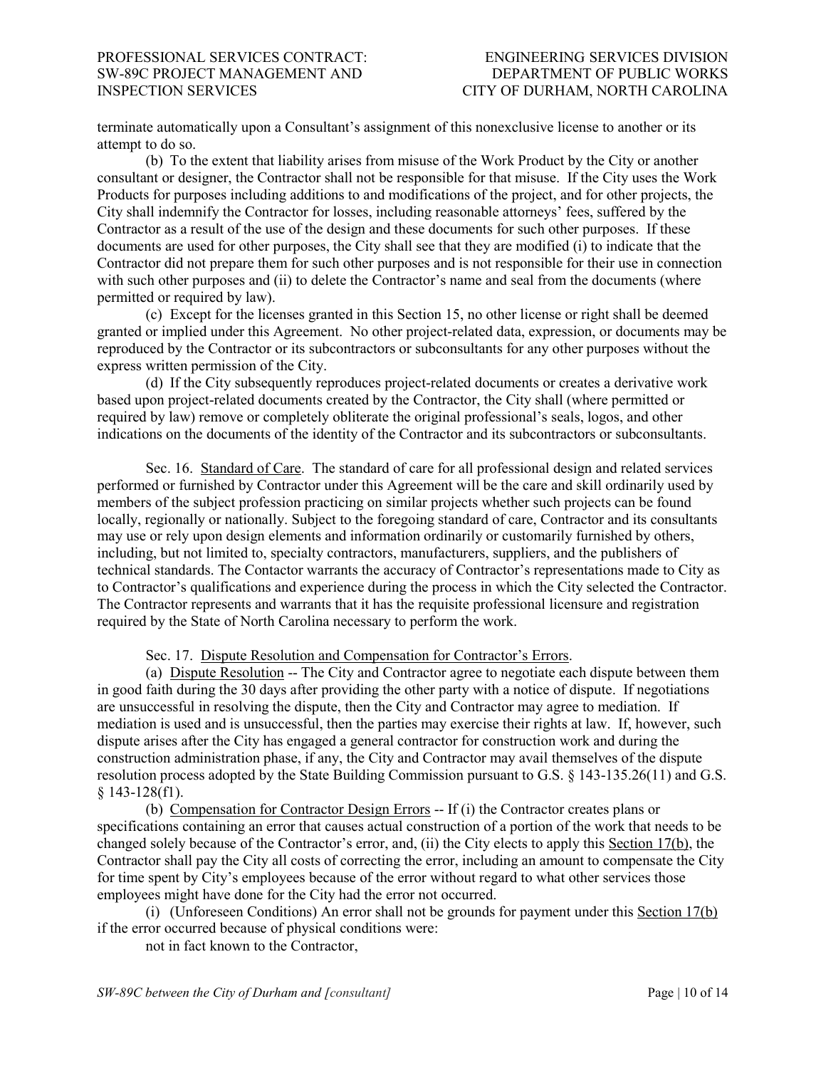terminate automatically upon a Consultant's assignment of this nonexclusive license to another or its attempt to do so.

(b) To the extent that liability arises from misuse of the Work Product by the City or another consultant or designer, the Contractor shall not be responsible for that misuse. If the City uses the Work Products for purposes including additions to and modifications of the project, and for other projects, the City shall indemnify the Contractor for losses, including reasonable attorneys' fees, suffered by the Contractor as a result of the use of the design and these documents for such other purposes. If these documents are used for other purposes, the City shall see that they are modified (i) to indicate that the Contractor did not prepare them for such other purposes and is not responsible for their use in connection with such other purposes and (ii) to delete the Contractor's name and seal from the documents (where permitted or required by law).

(c) Except for the licenses granted in this Section 15, no other license or right shall be deemed granted or implied under this Agreement. No other project-related data, expression, or documents may be reproduced by the Contractor or its subcontractors or subconsultants for any other purposes without the express written permission of the City.

(d) If the City subsequently reproduces project-related documents or creates a derivative work based upon project-related documents created by the Contractor, the City shall (where permitted or required by law) remove or completely obliterate the original professional's seals, logos, and other indications on the documents of the identity of the Contractor and its subcontractors or subconsultants.

Sec. 16. Standard of Care. The standard of care for all professional design and related services performed or furnished by Contractor under this Agreement will be the care and skill ordinarily used by members of the subject profession practicing on similar projects whether such projects can be found locally, regionally or nationally. Subject to the foregoing standard of care, Contractor and its consultants may use or rely upon design elements and information ordinarily or customarily furnished by others, including, but not limited to, specialty contractors, manufacturers, suppliers, and the publishers of technical standards. The Contactor warrants the accuracy of Contractor's representations made to City as to Contractor's qualifications and experience during the process in which the City selected the Contractor. The Contractor represents and warrants that it has the requisite professional licensure and registration required by the State of North Carolina necessary to perform the work.

Sec. 17. Dispute Resolution and Compensation for Contractor's Errors.

(a) Dispute Resolution -- The City and Contractor agree to negotiate each dispute between them in good faith during the 30 days after providing the other party with a notice of dispute. If negotiations are unsuccessful in resolving the dispute, then the City and Contractor may agree to mediation. If mediation is used and is unsuccessful, then the parties may exercise their rights at law. If, however, such dispute arises after the City has engaged a general contractor for construction work and during the construction administration phase, if any, the City and Contractor may avail themselves of the dispute resolution process adopted by the State Building Commission pursuant to G.S. § 143-135.26(11) and G.S. § 143-128(f1).

(b) Compensation for Contractor Design Errors -- If (i) the Contractor creates plans or specifications containing an error that causes actual construction of a portion of the work that needs to be changed solely because of the Contractor's error, and, (ii) the City elects to apply this Section 17(b), the Contractor shall pay the City all costs of correcting the error, including an amount to compensate the City for time spent by City's employees because of the error without regard to what other services those employees might have done for the City had the error not occurred.

(i) (Unforeseen Conditions) An error shall not be grounds for payment under this Section 17(b) if the error occurred because of physical conditions were:

not in fact known to the Contractor,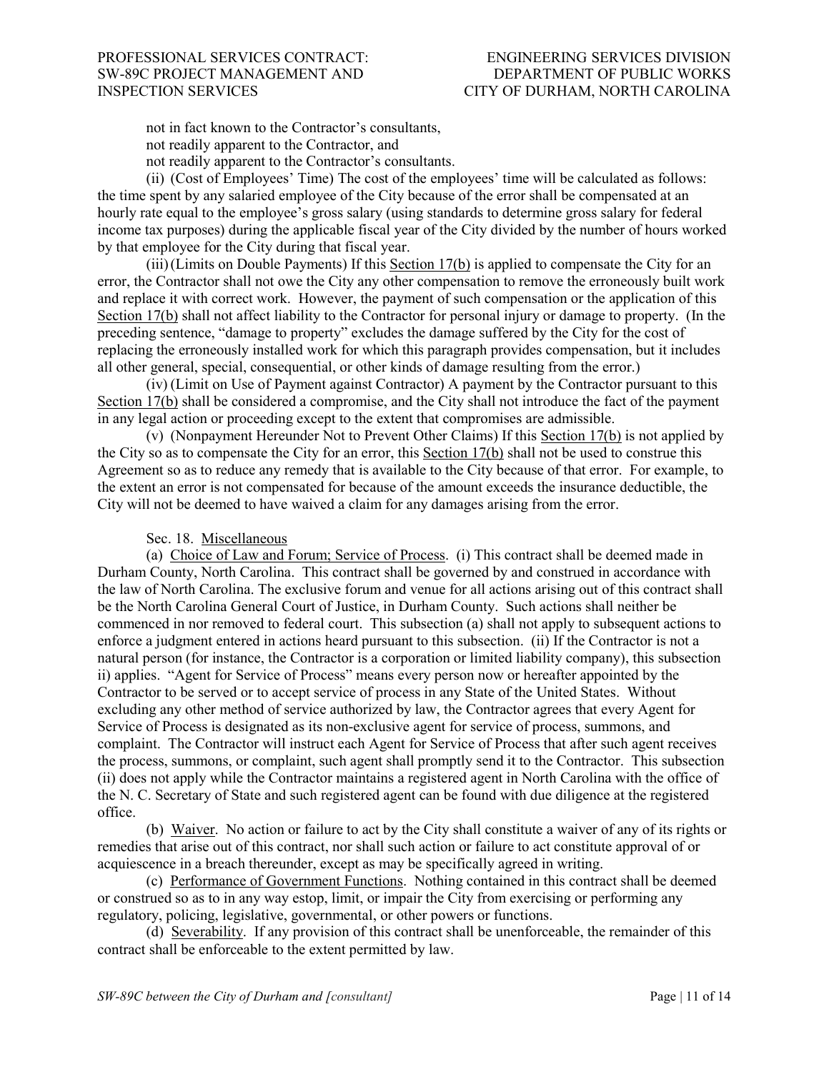not in fact known to the Contractor's consultants,
not readily apparent to the Contractor, and
not readily apparent to the Contractor's consultants.

(ii) (Cost of Employees' Time) The cost of the employees' time will be calculated as follows: the time spent by any salaried employee of the City because of the error shall be compensated at an hourly rate equal to the employee's gross salary (using standards to determine gross salary for federal income tax purposes) during the applicable fiscal year of the City divided by the number of hours worked by that employee for the City during that fiscal year.

(iii) (Limits on Double Payments) If this Section 17(b) is applied to compensate the City for an error, the Contractor shall not owe the City any other compensation to remove the erroneously built work and replace it with correct work. However, the payment of such compensation or the application of this Section 17(b) shall not affect liability to the Contractor for personal injury or damage to property. (In the preceding sentence, "damage to property" excludes the damage suffered by the City for the cost of replacing the erroneously installed work for which this paragraph provides compensation, but it includes all other general, special, consequential, or other kinds of damage resulting from the error.)

(iv) (Limit on Use of Payment against Contractor) A payment by the Contractor pursuant to this Section 17(b) shall be considered a compromise, and the City shall not introduce the fact of the payment in any legal action or proceeding except to the extent that compromises are admissible.

(v) (Nonpayment Hereunder Not to Prevent Other Claims) If this Section 17(b) is not applied by the City so as to compensate the City for an error, this Section 17(b) shall not be used to construe this Agreement so as to reduce any remedy that is available to the City because of that error. For example, to the extent an error is not compensated for because of the amount exceeds the insurance deductible, the City will not be deemed to have waived a claim for any damages arising from the error.

Sec. 18. Miscellaneous

(a) Choice of Law and Forum; Service of Process. (i) This contract shall be deemed made in Durham County, North Carolina. This contract shall be governed by and construed in accordance with the law of North Carolina. The exclusive forum and venue for all actions arising out of this contract shall be the North Carolina General Court of Justice, in Durham County. Such actions shall neither be commenced in nor removed to federal court. This subsection (a) shall not apply to subsequent actions to enforce a judgment entered in actions heard pursuant to this subsection. (ii) If the Contractor is not a natural person (for instance, the Contractor is a corporation or limited liability company), this subsection ii) applies. "Agent for Service of Process" means every person now or hereafter appointed by the Contractor to be served or to accept service of process in any State of the United States. Without excluding any other method of service authorized by law, the Contractor agrees that every Agent for Service of Process is designated as its non-exclusive agent for service of process, summons, and complaint. The Contractor will instruct each Agent for Service of Process that after such agent receives the process, summons, or complaint, such agent shall promptly send it to the Contractor. This subsection (ii) does not apply while the Contractor maintains a registered agent in North Carolina with the office of the N. C. Secretary of State and such registered agent can be found with due diligence at the registered office.

(b) Waiver. No action or failure to act by the City shall constitute a waiver of any of its rights or remedies that arise out of this contract, nor shall such action or failure to act constitute approval of or acquiescence in a breach thereunder, except as may be specifically agreed in writing.

(c) Performance of Government Functions. Nothing contained in this contract shall be deemed or construed so as to in any way estop, limit, or impair the City from exercising or performing any regulatory, policing, legislative, governmental, or other powers or functions.

(d) Severability. If any provision of this contract shall be unenforceable, the remainder of this contract shall be enforceable to the extent permitted by law.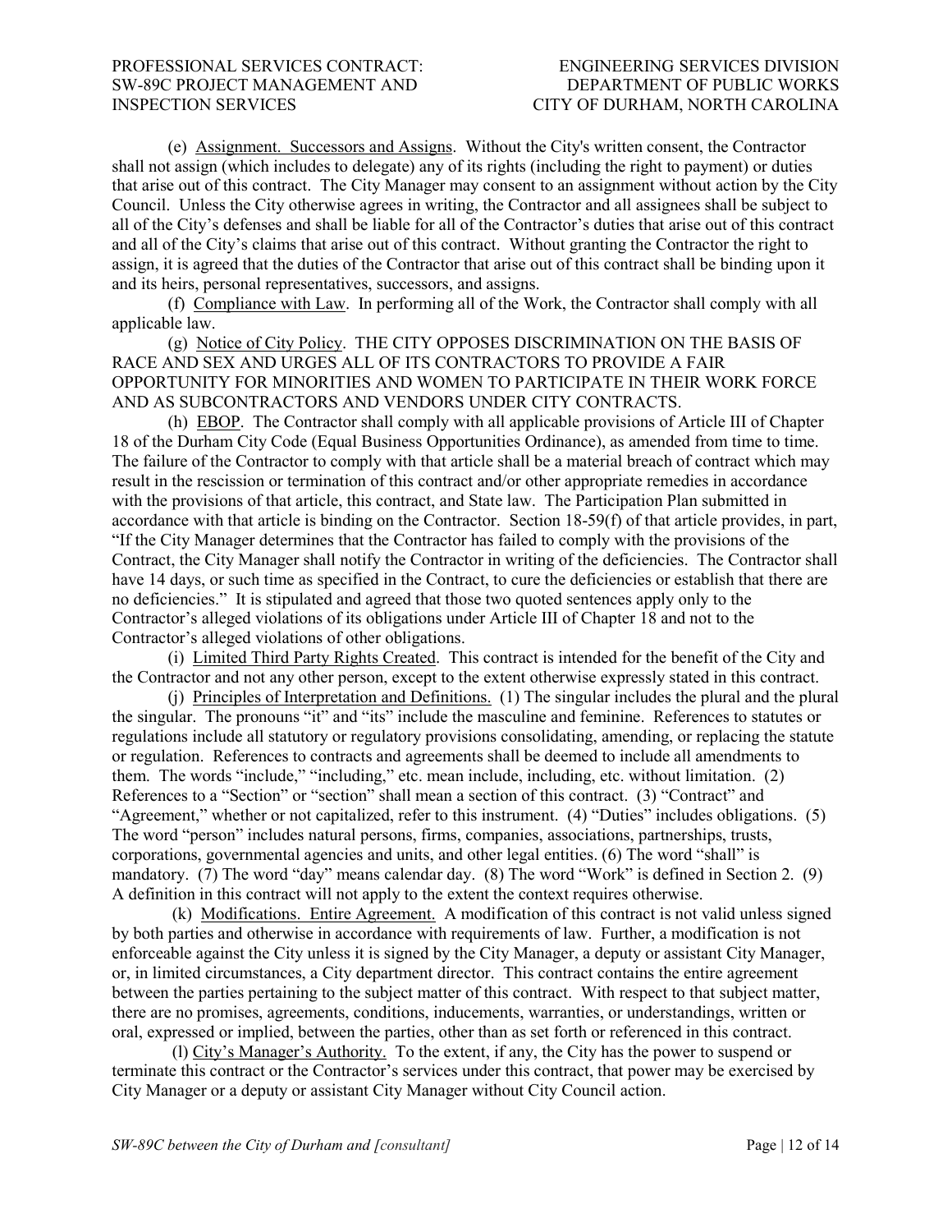(e) <u>Assignment. Successors and Assigns</u>. Without the City's written consent, the Contractor shall not assign (which includes to delegate) any of its rights (including the right to payment) or duties that arise out of this contract. The City Manager may consent to an assignment without action by the City Council. Unless the City otherwise agrees in writing, the Contractor and all assignees shall be subject to all of the City's defenses and shall be liable for all of the Contractor's duties that arise out of this contract and all of the City's claims that arise out of this contract. Without granting the Contractor the right to assign, it is agreed that the duties of the Contractor that arise out of this contract shall be binding upon it and its heirs, personal representatives, successors, and assigns.

(f) <u>Compliance with Law</u>. In performing all of the Work, the Contractor shall comply with all applicable law.

(g) <u>Notice of City Policy</u>. THE CITY OPPOSES DISCRIMINATION ON THE BASIS OF RACE AND SEX AND URGES ALL OF ITS CONTRACTORS TO PROVIDE A FAIR OPPORTUNITY FOR MINORITIES AND WOMEN TO PARTICIPATE IN THEIR WORK FORCE AND AS SUBCONTRACTORS AND VENDORS UNDER CITY CONTRACTS.

(h) <u>EBOP</u>. The Contractor shall comply with all applicable provisions of Article III of Chapter 18 of the Durham City Code (Equal Business Opportunities Ordinance), as amended from time to time. The failure of the Contractor to comply with that article shall be a material breach of contract which may result in the rescission or termination of this contract and/or other appropriate remedies in accordance with the provisions of that article, this contract, and State law. The Participation Plan submitted in accordance with that article is binding on the Contractor. Section 18-59(f) of that article provides, in part, "If the City Manager determines that the Contractor has failed to comply with the provisions of the Contract, the City Manager shall notify the Contractor in writing of the deficiencies. The Contractor shall have 14 days, or such time as specified in the Contract, to cure the deficiencies or establish that there are no deficiencies." It is stipulated and agreed that those two quoted sentences apply only to the Contractor's alleged violations of its obligations under Article III of Chapter 18 and not to the Contractor's alleged violations of other obligations.

(i) <u>Limited Third Party Rights Created</u>. This contract is intended for the benefit of the City and the Contractor and not any other person, except to the extent otherwise expressly stated in this contract.

(j) <u>Principles of Interpretation and Definitions.</u> (1) The singular includes the plural and the plural the singular. The pronouns "it" and "its" include the masculine and feminine. References to statutes or regulations include all statutory or regulatory provisions consolidating, amending, or replacing the statute or regulation. References to contracts and agreements shall be deemed to include all amendments to them. The words "include," "including," etc. mean include, including, etc. without limitation. (2) References to a "Section" or "section" shall mean a section of this contract. (3) "Contract" and "Agreement," whether or not capitalized, refer to this instrument. (4) "Duties" includes obligations. (5) The word "person" includes natural persons, firms, companies, associations, partnerships, trusts, corporations, governmental agencies and units, and other legal entities. (6) The word "shall" is mandatory. (7) The word "day" means calendar day. (8) The word "Work" is defined in Section 2. (9) A definition in this contract will not apply to the extent the context requires otherwise.

(k) <u>Modifications. Entire Agreement.</u> A modification of this contract is not valid unless signed by both parties and otherwise in accordance with requirements of law. Further, a modification is not enforceable against the City unless it is signed by the City Manager, a deputy or assistant City Manager, or, in limited circumstances, a City department director. This contract contains the entire agreement between the parties pertaining to the subject matter of this contract. With respect to that subject matter, there are no promises, agreements, conditions, inducements, warranties, or understandings, written or oral, expressed or implied, between the parties, other than as set forth or referenced in this contract.

(l) <u>City's Manager's Authority.</u> To the extent, if any, the City has the power to suspend or terminate this contract or the Contractor's services under this contract, that power may be exercised by City Manager or a deputy or assistant City Manager without City Council action.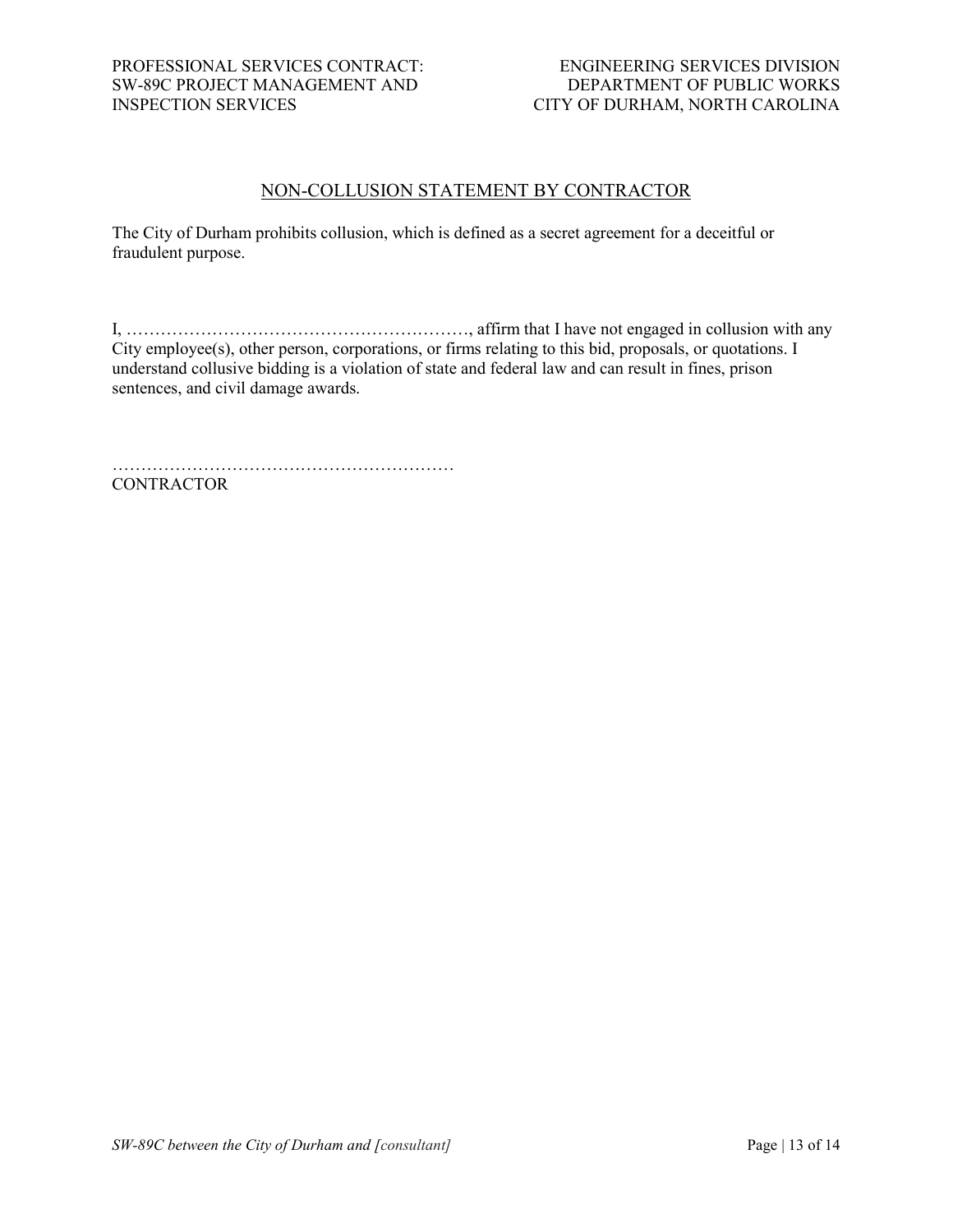## NON-COLLUSION STATEMENT BY CONTRACTOR

The City of Durham prohibits collusion, which is defined as a secret agreement for a deceitful or fraudulent purpose.

I, ……………………………………………………, affirm that I have not engaged in collusion with any City employee(s), other person, corporations, or firms relating to this bid, proposals, or quotations. I understand collusive bidding is a violation of state and federal law and can result in fines, prison sentences, and civil damage awards.

……………………………………………………
CONTRACTOR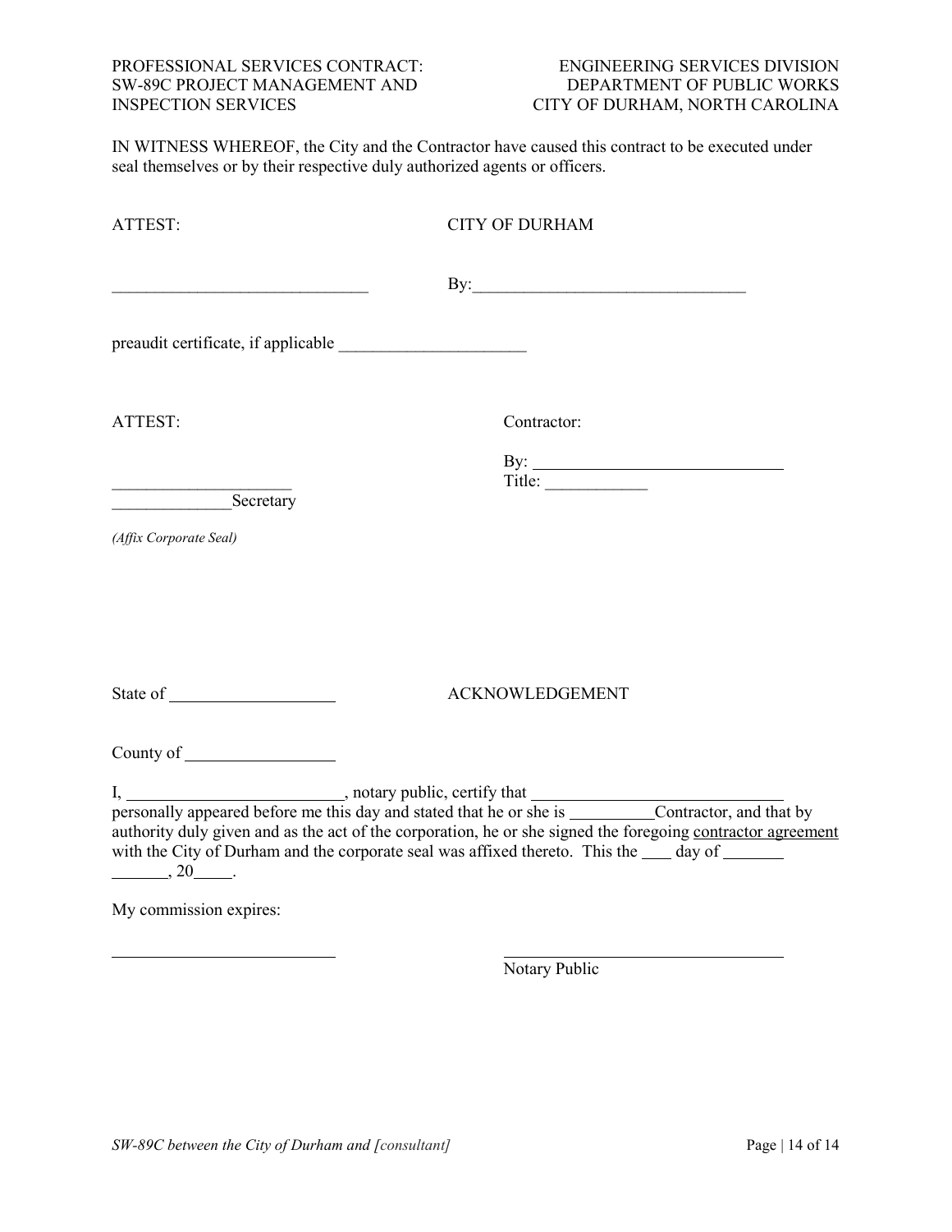IN WITNESS WHEREOF, the City and the Contractor have caused this contract to be executed under seal themselves or by their respective duly authorized agents or officers.

ATTEST: CITY OF DURHAM

______________________________ By:________________________________

preaudit certificate, if applicable ______________________

ATTEST: Contractor:

By: ______________________________
Title: ____________

_____________________
______________Secretary

*(Affix Corporate Seal)*

State of ____________________ ACKNOWLEDGEMENT

County of __________________

I, __________________________, notary public, certify that ______________________________ personally appeared before me this day and stated that he or she is __________Contractor, and that by authority duly given and as the act of the corporation, he or she signed the foregoing contractor agreement with the City of Durham and the corporate seal was affixed thereto. This the ____ day of _______ _______, 20_____.

My commission expires:

___________________________ ___________________________________
Notary Public